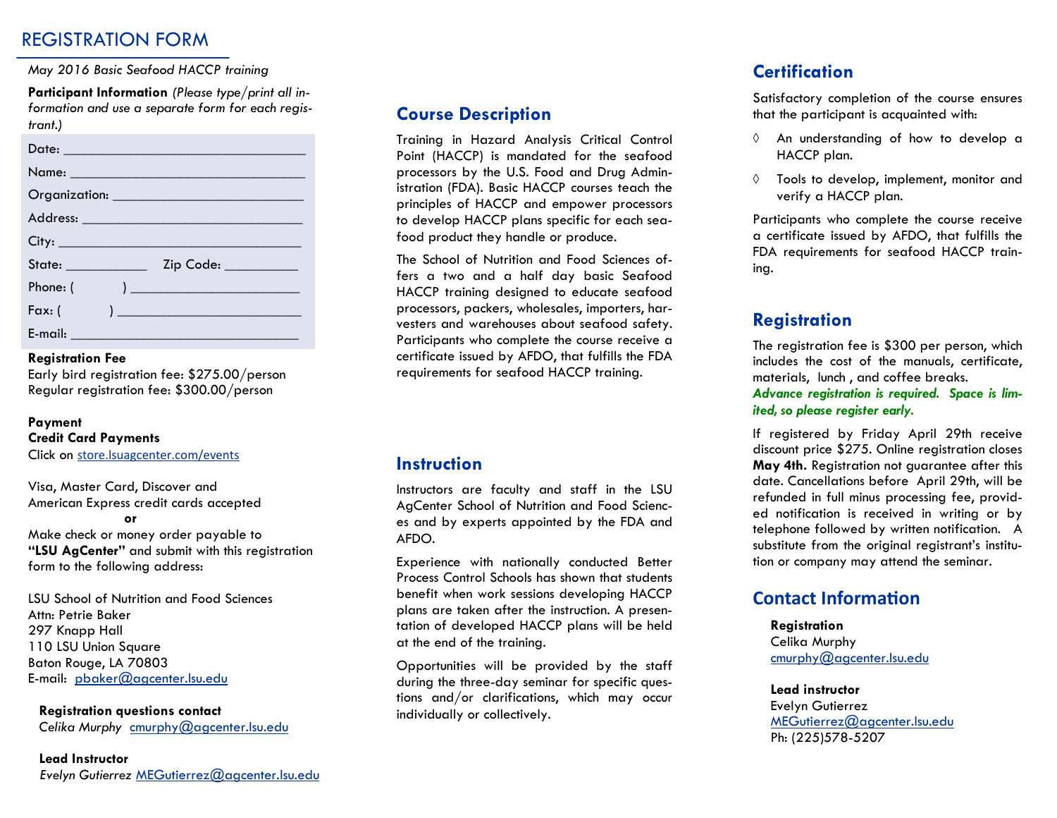# REGISTRATION FORM

*May 2016 Basic Seafood HACCP training*

**Participant Information** *(Please type/print all information and use a separate form for each registrant.)*

Date: ______________________________

Name: ______________________________

Organization: ________________________

Address: ____________________________

City: _______________________________

State: __________ Zip Code: __________

Phone: ( ) _______________________

Fax: ( ) _________________________

E-mail: _____________________________

**Registration Fee**
Early bird registration fee: $275.00/person
Regular registration fee: $300.00/person

**Payment**
**Credit Card Payments**
Click on store.lsuagcenter.com/events

Visa, Master Card, Discover and American Express credit cards accepted

**or**

Make check or money order payable to **"LSU AgCenter"** and submit with this registration form to the following address:

LSU School of Nutrition and Food Sciences
Attn: Petrie Baker
297 Knapp Hall
110 LSU Union Square
Baton Rouge, LA 70803
E-mail: pbaker@agcenter.lsu.edu

**Registration questions contact**
*Celika Murphy* cmurphy@agcenter.lsu.edu

**Lead Instructor**
*Evelyn Gutierrez* MEGutierrez@agcenter.lsu.edu

## Course Description

Training in Hazard Analysis Critical Control Point (HACCP) is mandated for the seafood processors by the U.S. Food and Drug Administration (FDA). Basic HACCP courses teach the principles of HACCP and empower processors to develop HACCP plans specific for each seafood product they handle or produce.

The School of Nutrition and Food Sciences offers a two and a half day basic Seafood HACCP training designed to educate seafood processors, packers, wholesales, importers, harvesters and warehouses about seafood safety. Participants who complete the course receive a certificate issued by AFDO, that fulfills the FDA requirements for seafood HACCP training.

## Instruction

Instructors are faculty and staff in the LSU AgCenter School of Nutrition and Food Sciences and by experts appointed by the FDA and AFDO.

Experience with nationally conducted Better Process Control Schools has shown that students benefit when work sessions developing HACCP plans are taken after the instruction. A presentation of developed HACCP plans will be held at the end of the training.

Opportunities will be provided by the staff during the three-day seminar for specific questions and/or clarifications, which may occur individually or collectively.

## Certification

Satisfactory completion of the course ensures that the participant is acquainted with:

- An understanding of how to develop a HACCP plan.
- Tools to develop, implement, monitor and verify a HACCP plan.

Participants who complete the course receive a certificate issued by AFDO, that fulfills the FDA requirements for seafood HACCP training.

## Registration

The registration fee is $300 per person, which includes the cost of the manuals, certificate, materials, lunch , and coffee breaks.

***Advance registration is required. Space is limited, so please register early.***

If registered by Friday April 29th receive discount price $275. Online registration closes **May 4th.** Registration not guarantee after this date. Cancellations before April 29th, will be refunded in full minus processing fee, provided notification is received in writing or by telephone followed by written notification. A substitute from the original registrant's institution or company may attend the seminar.

## Contact Information

**Registration**
Celika Murphy
cmurphy@agcenter.lsu.edu

**Lead instructor**
Evelyn Gutierrez
MEGutierrez@agcenter.lsu.edu
Ph: (225)578-5207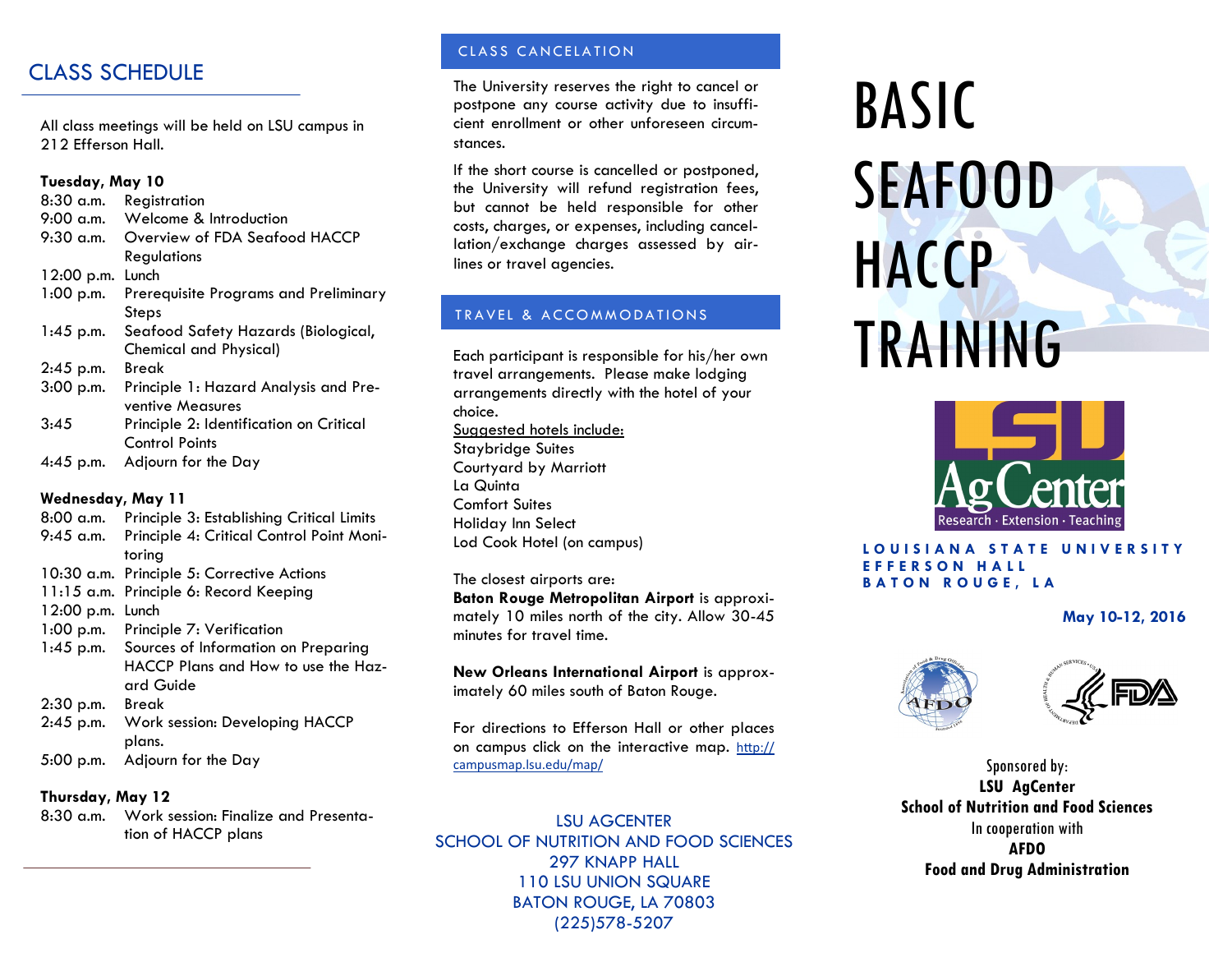## CLASS SCHEDULE

All class meetings will be held on LSU campus in 212 Efferson Hall.

**Tuesday, May 10**

8:30 a.m. Registration
9:00 a.m. Welcome & Introduction
9:30 a.m. Overview of FDA Seafood HACCP Regulations
12:00 p.m. Lunch
1:00 p.m. Prerequisite Programs and Preliminary Steps
1:45 p.m. Seafood Safety Hazards (Biological, Chemical and Physical)
2:45 p.m. Break
3:00 p.m. Principle 1: Hazard Analysis and Preventive Measures
3:45 Principle 2: Identification on Critical Control Points
4:45 p.m. Adjourn for the Day

**Wednesday, May 11**

8:00 a.m. Principle 3: Establishing Critical Limits
9:45 a.m. Principle 4: Critical Control Point Monitoring
10:30 a.m. Principle 5: Corrective Actions
11:15 a.m. Principle 6: Record Keeping
12:00 p.m. Lunch
1:00 p.m. Principle 7: Verification
1:45 p.m. Sources of Information on Preparing HACCP Plans and How to use the Hazard Guide
2:30 p.m. Break
2:45 p.m. Work session: Developing HACCP plans.
5:00 p.m. Adjourn for the Day

**Thursday, May 12**

8:30 a.m. Work session: Finalize and Presentation of HACCP plans

## CLASS CANCELATION

The University reserves the right to cancel or postpone any course activity due to insufficient enrollment or other unforeseen circumstances.

If the short course is cancelled or postponed, the University will refund registration fees, but cannot be held responsible for other costs, charges, or expenses, including cancellation/exchange charges assessed by airlines or travel agencies.

## TRAVEL & ACCOMMODATIONS

Each participant is responsible for his/her own travel arrangements. Please make lodging arrangements directly with the hotel of your choice.

Suggested hotels include:
Staybridge Suites
Courtyard by Marriott
La Quinta
Comfort Suites
Holiday Inn Select
Lod Cook Hotel (on campus)

The closest airports are:
**Baton Rouge Metropolitan Airport** is approximately 10 miles north of the city. Allow 30-45 minutes for travel time.

**New Orleans International Airport** is approximately 60 miles south of Baton Rouge.

For directions to Efferson Hall or other places on campus click on the interactive map. http://campusmap.lsu.edu/map/

LSU AGCENTER
SCHOOL OF NUTRITION AND FOOD SCIENCES
297 KNAPP HALL
110 LSU UNION SQUARE
BATON ROUGE, LA 70803
(225)578-5207

# BASIC SEAFOOD HACCP TRAINING

LSU AgCenter
Research · Extension · Teaching

LOUISIANA STATE UNIVERSITY
EFFERSON HALL
BATON ROUGE, LA

**May 10-12, 2016**

AFDO

FDA

Sponsored by:
**LSU AgCenter**
**School of Nutrition and Food Sciences**
In cooperation with
**AFDO**
**Food and Drug Administration**